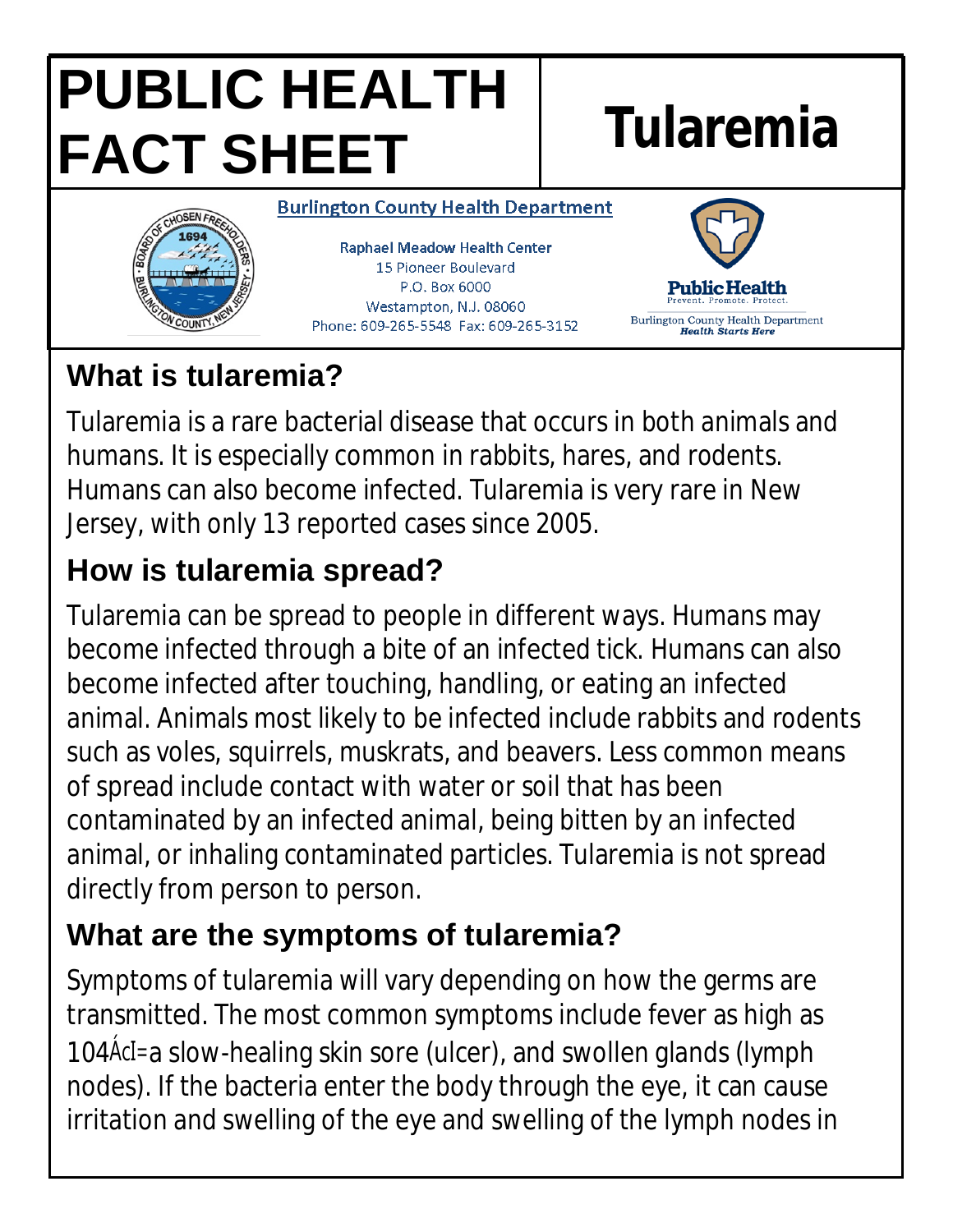# PUBLIC HEALTH FACT SHEET

# Tularemia

Burlington County Health Department

Raphael Meadow Health Center
15 Pioneer Boulevard
P.O. Box 6000
Westampton, N.J. 08060
Phone: 609-265-5548 Fax: 609-265-3152

Public Health
Prevent. Promote. Protect.
Burlington County Health Department
*Health Starts Here*

## What is tularemia?

Tularemia is a rare bacterial disease that occurs in both animals and humans. It is especially common in rabbits, hares, and rodents. Humans can also become infected. Tularemia is very rare in New Jersey, with only 13 reported cases since 2005.

## How is tularemia spread?

Tularemia can be spread to people in different ways. Humans may become infected through a bite of an infected tick. Humans can also become infected after touching, handling, or eating an infected animal. Animals most likely to be infected include rabbits and rodents such as voles, squirrels, muskrats, and beavers. Less common means of spread include contact with water or soil that has been contaminated by an infected animal, being bitten by an infected animal, or inhaling contaminated particles. Tularemia is not spread directly from person to person.

## What are the symptoms of tularemia?

Symptoms of tularemia will vary depending on how the germs are transmitted. The most common symptoms include fever as high as 104ÁcI=a slow-healing skin sore (ulcer), and swollen glands (lymph nodes). If the bacteria enter the body through the eye, it can cause irritation and swelling of the eye and swelling of the lymph nodes in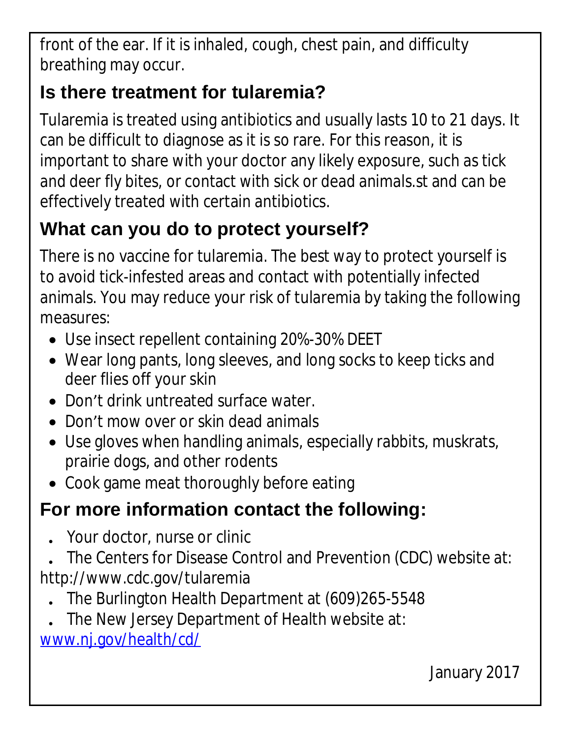front of the ear. If it is inhaled, cough, chest pain, and difficulty breathing may occur.

## Is there treatment for tularemia?

Tularemia is treated using antibiotics and usually lasts 10 to 21 days. It can be difficult to diagnose as it is so rare. For this reason, it is important to share with your doctor any likely exposure, such as tick and deer fly bites, or contact with sick or dead animals.st and can be effectively treated with certain antibiotics.

## What can you do to protect yourself?

There is no vaccine for tularemia. The best way to protect yourself is to avoid tick-infested areas and contact with potentially infected animals. You may reduce your risk of tularemia by taking the following measures:

- Use insect repellent containing 20%-30% DEET
- Wear long pants, long sleeves, and long socks to keep ticks and deer flies off your skin
- Don't drink untreated surface water.
- Don't mow over or skin dead animals
- Use gloves when handling animals, especially rabbits, muskrats, prairie dogs, and other rodents
- Cook game meat thoroughly before eating

## For more information contact the following:

- Your doctor, nurse or clinic
- The Centers for Disease Control and Prevention (CDC) website at: http://www.cdc.gov/tularemia
- The Burlington Health Department at (609)265-5548
- The New Jersey Department of Health website at: www.nj.gov/health/cd/

January 2017